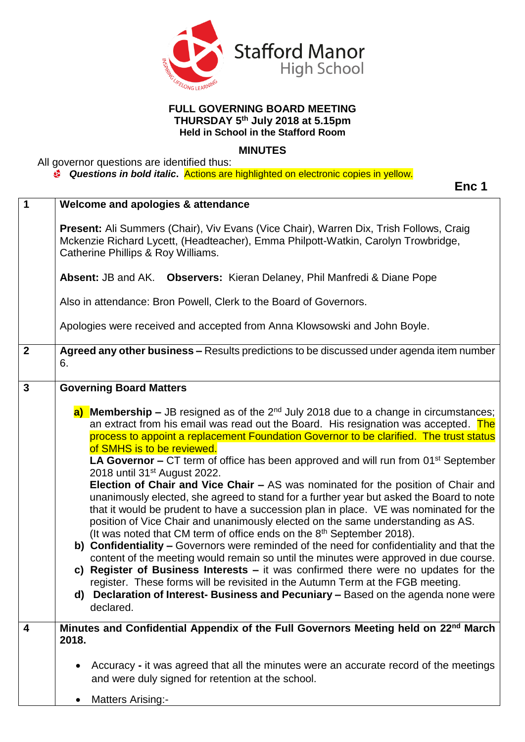Stafford Manor High School

**FULL GOVERNING BOARD MEETING**
**THURSDAY 5th July 2018 at 5.15pm**
**Held in School in the Stafford Room**

**MINUTES**

All governor questions are identified thus:

- ***Questions in bold italic***. Actions are highlighted on electronic copies in yellow.

**Enc 1**

| | |
|---|---|
| **1** | **Welcome and apologies & attendance**<br><br>**Present:** Ali Summers (Chair), Viv Evans (Vice Chair), Warren Dix, Trish Follows, Craig Mckenzie Richard Lycett, (Headteacher), Emma Philpott-Watkin, Carolyn Trowbridge, Catherine Phillips & Roy Williams.<br><br>**Absent:** JB and AK. **Observers:** Kieran Delaney, Phil Manfredi & Diane Pope<br><br>Also in attendance: Bron Powell, Clerk to the Board of Governors.<br><br>Apologies were received and accepted from Anna Klowsowski and John Boyle. |
| **2** | **Agreed any other business –** Results predictions to be discussed under agenda item number 6. |
| **3** | **Governing Board Matters**<br><br>**a) Membership –** JB resigned as of the 2nd July 2018 due to a change in circumstances; an extract from his email was read out the Board. His resignation was accepted. The process to appoint a replacement Foundation Governor to be clarified. The trust status of SMHS is to be reviewed.<br>**LA Governor –** CT term of office has been approved and will run from 01st September 2018 until 31st August 2022.<br>**Election of Chair and Vice Chair –** AS was nominated for the position of Chair and unanimously elected, she agreed to stand for a further year but asked the Board to note that it would be prudent to have a succession plan in place. VE was nominated for the position of Vice Chair and unanimously elected on the same understanding as AS. (It was noted that CM term of office ends on the 8th September 2018).<br>**b) Confidentiality –** Governors were reminded of the need for confidentiality and that the content of the meeting would remain so until the minutes were approved in due course.<br>**c) Register of Business Interests –** it was confirmed there were no updates for the register. These forms will be revisited in the Autumn Term at the FGB meeting.<br>**d) Declaration of Interest- Business and Pecuniary –** Based on the agenda none were declared. |
| **4** | **Minutes and Confidential Appendix of the Full Governors Meeting held on 22nd March 2018.**<br><br>• Accuracy **-** it was agreed that all the minutes were an accurate record of the meetings and were duly signed for retention at the school.<br><br>• Matters Arising:- |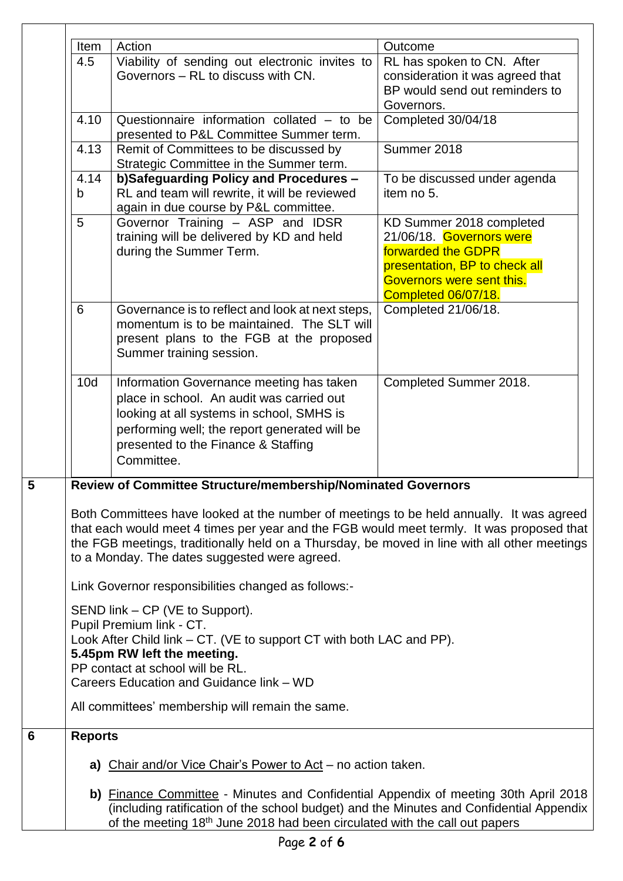| Item | Action | Outcome |
| --- | --- | --- |
| 4.5 | Viability of sending out electronic invites to Governors – RL to discuss with CN. | RL has spoken to CN. After consideration it was agreed that BP would send out reminders to Governors. |
| 4.10 | Questionnaire information collated – to be presented to P&L Committee Summer term. | Completed 30/04/18 |
| 4.13 | Remit of Committees to be discussed by Strategic Committee in the Summer term. | Summer 2018 |
| 4.14 b | **b)Safeguarding Policy and Procedures –** RL and team will rewrite, it will be reviewed again in due course by P&L committee. | To be discussed under agenda item no 5. |
| 5 | Governor Training – ASP and IDSR training will be delivered by KD and held during the Summer Term. | KD Summer 2018 completed 21/06/18. Governors were forwarded the GDPR presentation, BP to check all Governors were sent this. Completed 06/07/18. |
| 6 | Governance is to reflect and look at next steps, momentum is to be maintained. The SLT will present plans to the FGB at the proposed Summer training session. | Completed 21/06/18. |
| 10d | Information Governance meeting has taken place in school. An audit was carried out looking at all systems in school, SMHS is performing well; the report generated will be presented to the Finance & Staffing Committee. | Completed Summer 2018. |

**5 Review of Committee Structure/membership/Nominated Governors**

Both Committees have looked at the number of meetings to be held annually. It was agreed that each would meet 4 times per year and the FGB would meet termly. It was proposed that the FGB meetings, traditionally held on a Thursday, be moved in line with all other meetings to a Monday. The dates suggested were agreed.

Link Governor responsibilities changed as follows:-

SEND link – CP (VE to Support).
Pupil Premium link - CT.
Look After Child link – CT. (VE to support CT with both LAC and PP).
**5.45pm RW left the meeting.**
PP contact at school will be RL.
Careers Education and Guidance link – WD

All committees' membership will remain the same.

**6 Reports**

**a)** Chair and/or Vice Chair's Power to Act – no action taken.

**b)** Finance Committee - Minutes and Confidential Appendix of meeting 30th April 2018 (including ratification of the school budget) and the Minutes and Confidential Appendix of the meeting 18th June 2018 had been circulated with the call out papers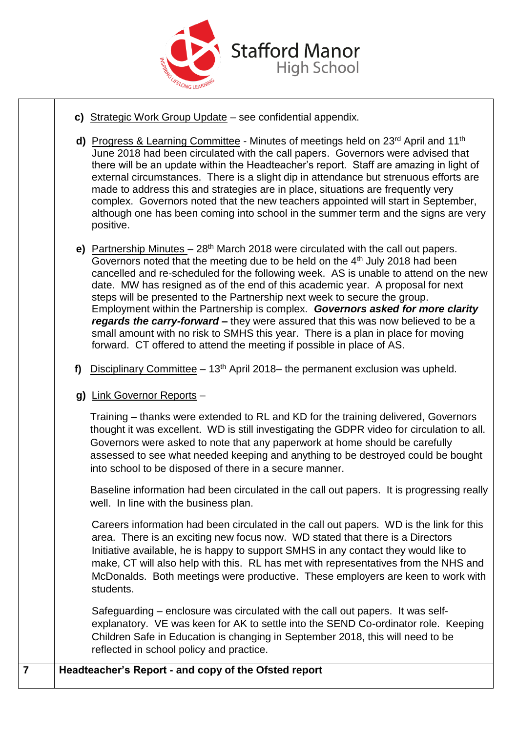Stafford Manor High School

c) Strategic Work Group Update – see confidential appendix.

d) Progress & Learning Committee - Minutes of meetings held on 23rd April and 11th June 2018 had been circulated with the call papers. Governors were advised that there will be an update within the Headteacher's report. Staff are amazing in light of external circumstances. There is a slight dip in attendance but strenuous efforts are made to address this and strategies are in place, situations are frequently very complex. Governors noted that the new teachers appointed will start in September, although one has been coming into school in the summer term and the signs are very positive.

e) Partnership Minutes – 28th March 2018 were circulated with the call out papers. Governors noted that the meeting due to be held on the 4th July 2018 had been cancelled and re-scheduled for the following week. AS is unable to attend on the new date. MW has resigned as of the end of this academic year. A proposal for next steps will be presented to the Partnership next week to secure the group. Employment within the Partnership is complex. ***Governors asked for more clarity regards the carry-forward –*** they were assured that this was now believed to be a small amount with no risk to SMHS this year. There is a plan in place for moving forward. CT offered to attend the meeting if possible in place of AS.

f) Disciplinary Committee – 13th April 2018– the permanent exclusion was upheld.

g) Link Governor Reports –

Training – thanks were extended to RL and KD for the training delivered, Governors thought it was excellent. WD is still investigating the GDPR video for circulation to all. Governors were asked to note that any paperwork at home should be carefully assessed to see what needed keeping and anything to be destroyed could be bought into school to be disposed of there in a secure manner.

Baseline information had been circulated in the call out papers. It is progressing really well. In line with the business plan.

Careers information had been circulated in the call out papers. WD is the link for this area. There is an exciting new focus now. WD stated that there is a Directors Initiative available, he is happy to support SMHS in any contact they would like to make, CT will also help with this. RL has met with representatives from the NHS and McDonalds. Both meetings were productive. These employers are keen to work with students.

Safeguarding – enclosure was circulated with the call out papers. It was self-explanatory. VE was keen for AK to settle into the SEND Co-ordinator role. Keeping Children Safe in Education is changing in September 2018, this will need to be reflected in school policy and practice.

| 7 | **Headteacher's Report - and copy of the Ofsted report** |
|---|---|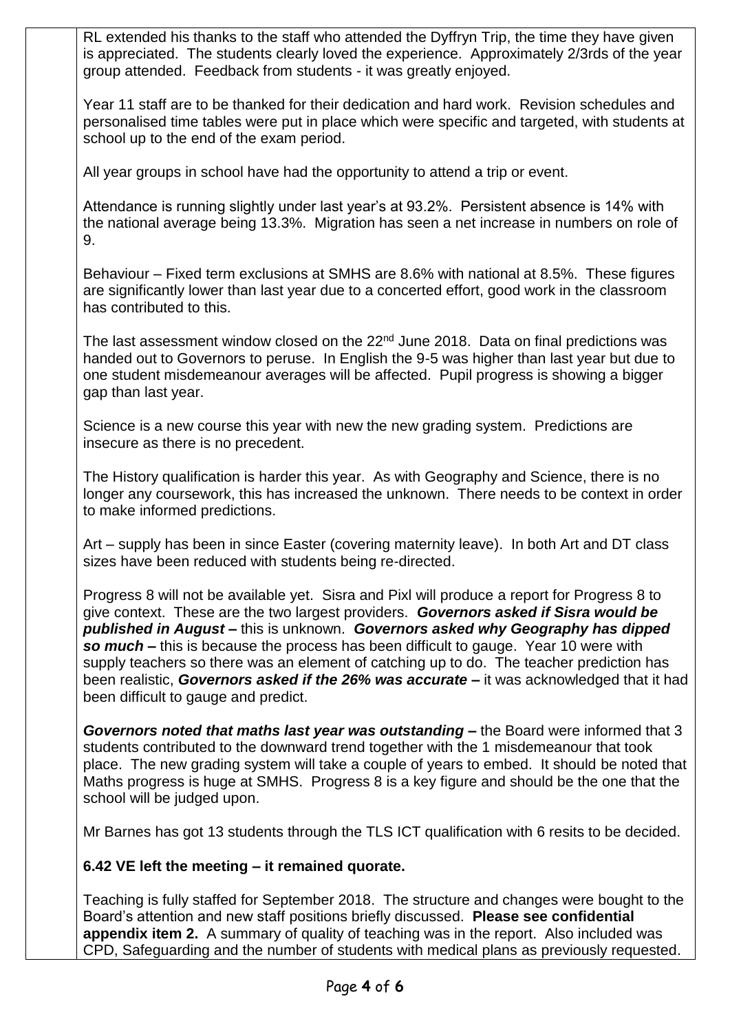RL extended his thanks to the staff who attended the Dyffryn Trip, the time they have given is appreciated. The students clearly loved the experience. Approximately 2/3rds of the year group attended. Feedback from students - it was greatly enjoyed.

Year 11 staff are to be thanked for their dedication and hard work. Revision schedules and personalised time tables were put in place which were specific and targeted, with students at school up to the end of the exam period.

All year groups in school have had the opportunity to attend a trip or event.

Attendance is running slightly under last year's at 93.2%. Persistent absence is 14% with the national average being 13.3%. Migration has seen a net increase in numbers on role of 9.

Behaviour – Fixed term exclusions at SMHS are 8.6% with national at 8.5%. These figures are significantly lower than last year due to a concerted effort, good work in the classroom has contributed to this.

The last assessment window closed on the 22nd June 2018. Data on final predictions was handed out to Governors to peruse. In English the 9-5 was higher than last year but due to one student misdemeanour averages will be affected. Pupil progress is showing a bigger gap than last year.

Science is a new course this year with new the new grading system. Predictions are insecure as there is no precedent.

The History qualification is harder this year. As with Geography and Science, there is no longer any coursework, this has increased the unknown. There needs to be context in order to make informed predictions.

Art – supply has been in since Easter (covering maternity leave). In both Art and DT class sizes have been reduced with students being re-directed.

Progress 8 will not be available yet. Sisra and Pixl will produce a report for Progress 8 to give context. These are the two largest providers. ***Governors asked if Sisra would be published in August –*** this is unknown. ***Governors asked why Geography has dipped so much –*** this is because the process has been difficult to gauge. Year 10 were with supply teachers so there was an element of catching up to do. The teacher prediction has been realistic, ***Governors asked if the 26% was accurate –*** it was acknowledged that it had been difficult to gauge and predict.

***Governors noted that maths last year was outstanding –*** the Board were informed that 3 students contributed to the downward trend together with the 1 misdemeanour that took place. The new grading system will take a couple of years to embed. It should be noted that Maths progress is huge at SMHS. Progress 8 is a key figure and should be the one that the school will be judged upon.

Mr Barnes has got 13 students through the TLS ICT qualification with 6 resits to be decided.

**6.42 VE left the meeting – it remained quorate.**

Teaching is fully staffed for September 2018. The structure and changes were bought to the Board's attention and new staff positions briefly discussed. **Please see confidential appendix item 2.** A summary of quality of teaching was in the report. Also included was CPD, Safeguarding and the number of students with medical plans as previously requested.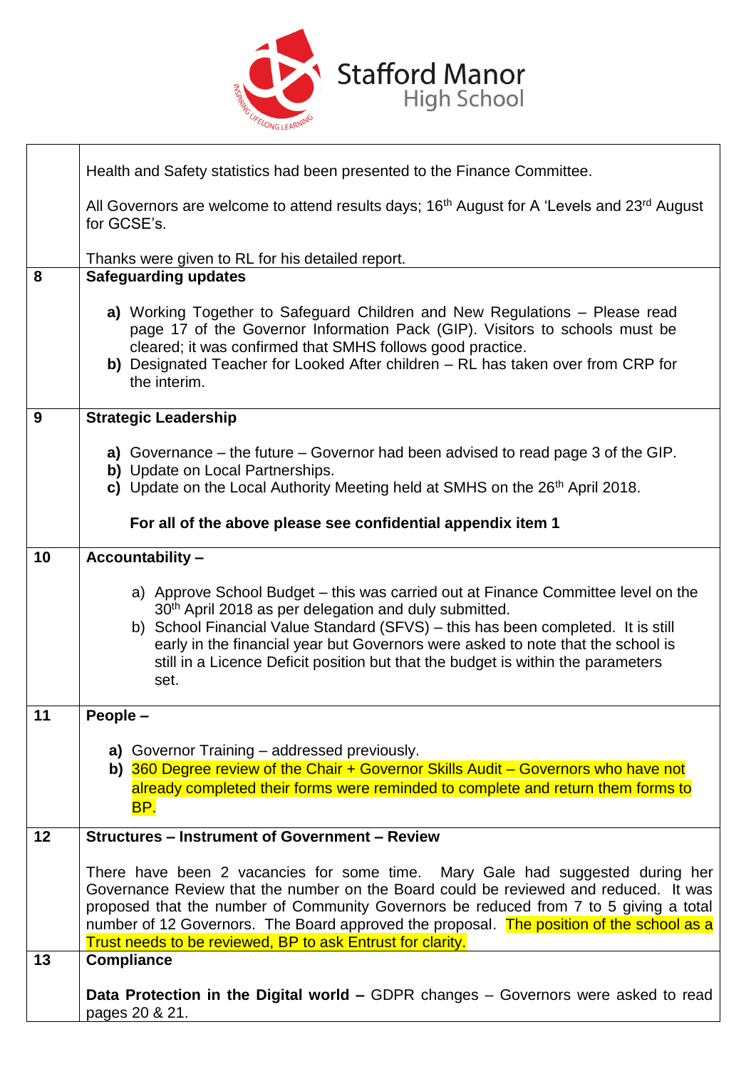| | |
|---|---|
| | Health and Safety statistics had been presented to the Finance Committee.<br><br>All Governors are welcome to attend results days; 16th August for A 'Levels and 23rd August for GCSE's.<br><br>Thanks were given to RL for his detailed report. |
| **8** | **Safeguarding updates**<br><br>**a)** Working Together to Safeguard Children and New Regulations – Please read page 17 of the Governor Information Pack (GIP). Visitors to schools must be cleared; it was confirmed that SMHS follows good practice.<br>**b)** Designated Teacher for Looked After children – RL has taken over from CRP for the interim. |
| **9** | **Strategic Leadership**<br><br>**a)** Governance – the future – Governor had been advised to read page 3 of the GIP.<br>**b)** Update on Local Partnerships.<br>**c)** Update on the Local Authority Meeting held at SMHS on the 26th April 2018.<br><br>**For all of the above please see confidential appendix item 1** |
| **10** | **Accountability –**<br><br>a) Approve School Budget – this was carried out at Finance Committee level on the 30th April 2018 as per delegation and duly submitted.<br>b) School Financial Value Standard (SFVS) – this has been completed. It is still early in the financial year but Governors were asked to note that the school is still in a Licence Deficit position but that the budget is within the parameters set. |
| **11** | **People –**<br><br>**a)** Governor Training – addressed previously.<br>**b)** 360 Degree review of the Chair + Governor Skills Audit – Governors who have not already completed their forms were reminded to complete and return them forms to BP. |
| **12** | **Structures – Instrument of Government – Review**<br><br>There have been 2 vacancies for some time. Mary Gale had suggested during her Governance Review that the number on the Board could be reviewed and reduced. It was proposed that the number of Community Governors be reduced from 7 to 5 giving a total number of 12 Governors. The Board approved the proposal. The position of the school as a Trust needs to be reviewed, BP to ask Entrust for clarity. |
| **13** | **Compliance**<br><br>**Data Protection in the Digital world –** GDPR changes – Governors were asked to read pages 20 & 21. |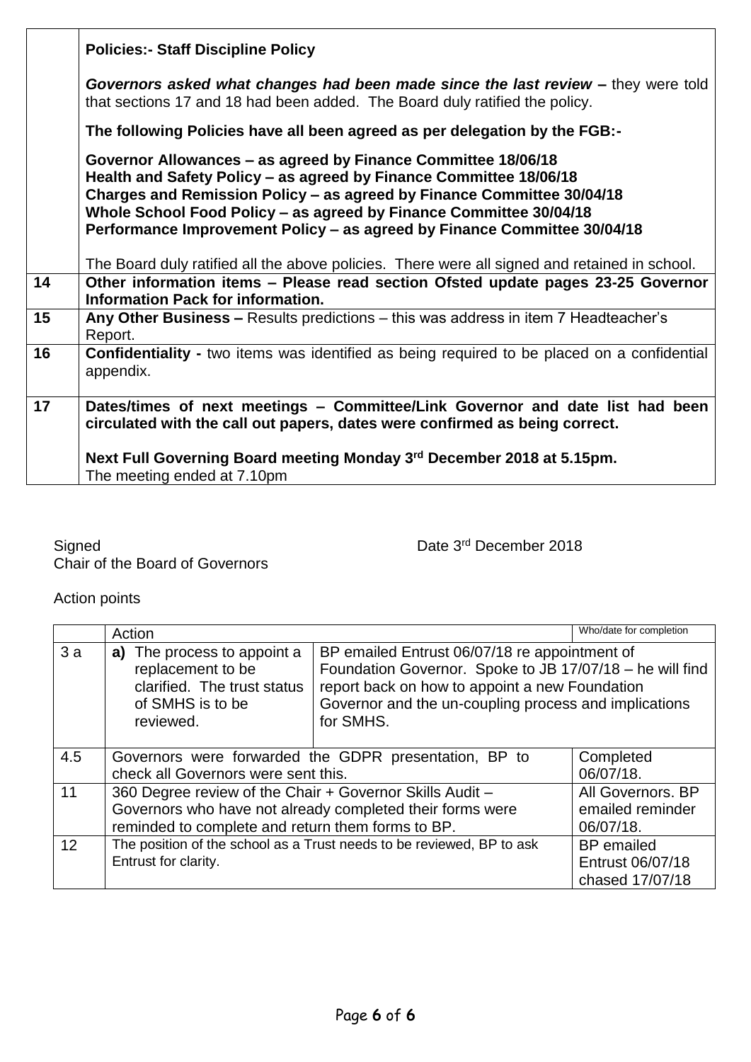| | |
|---|---|
| | **Policies:- Staff Discipline Policy**<br><br>***Governors asked what changes had been made since the last review –*** they were told that sections 17 and 18 had been added. The Board duly ratified the policy.<br><br>**The following Policies have all been agreed as per delegation by the FGB:-**<br><br>**Governor Allowances – as agreed by Finance Committee 18/06/18**<br>**Health and Safety Policy – as agreed by Finance Committee 18/06/18**<br>**Charges and Remission Policy – as agreed by Finance Committee 30/04/18**<br>**Whole School Food Policy – as agreed by Finance Committee 30/04/18**<br>**Performance Improvement Policy – as agreed by Finance Committee 30/04/18**<br><br>The Board duly ratified all the above policies. There were all signed and retained in school. |
| **14** | **Other information items – Please read section Ofsted update pages 23-25 Governor Information Pack for information.** |
| **15** | **Any Other Business –** Results predictions – this was address in item 7 Headteacher's Report. |
| **16** | **Confidentiality -** two items was identified as being required to be placed on a confidential appendix. |
| **17** | **Dates/times of next meetings – Committee/Link Governor and date list had been circulated with the call out papers, dates were confirmed as being correct.**<br><br>**Next Full Governing Board meeting Monday 3rd December 2018 at 5.15pm.**<br>The meeting ended at 7.10pm |

Signed　　　　　　　　　　　　　　　　　　　　Date 3rd December 2018
Chair of the Board of Governors

Action points

| | Action | | Who/date for completion |
|---|---|---|---|
| 3 a | **a)** The process to appoint a replacement to be clarified. The trust status of SMHS is to be reviewed. | BP emailed Entrust 06/07/18 re appointment of Foundation Governor. Spoke to JB 17/07/18 – he will find report back on how to appoint a new Foundation Governor and the un-coupling process and implications for SMHS. | |
| 4.5 | Governors were forwarded the GDPR presentation, BP to check all Governors were sent this. | | Completed 06/07/18. |
| 11 | 360 Degree review of the Chair + Governor Skills Audit – Governors who have not already completed their forms were reminded to complete and return them forms to BP. | | All Governors. BP emailed reminder 06/07/18. |
| 12 | The position of the school as a Trust needs to be reviewed, BP to ask Entrust for clarity. | | BP emailed Entrust 06/07/18 chased 17/07/18 |